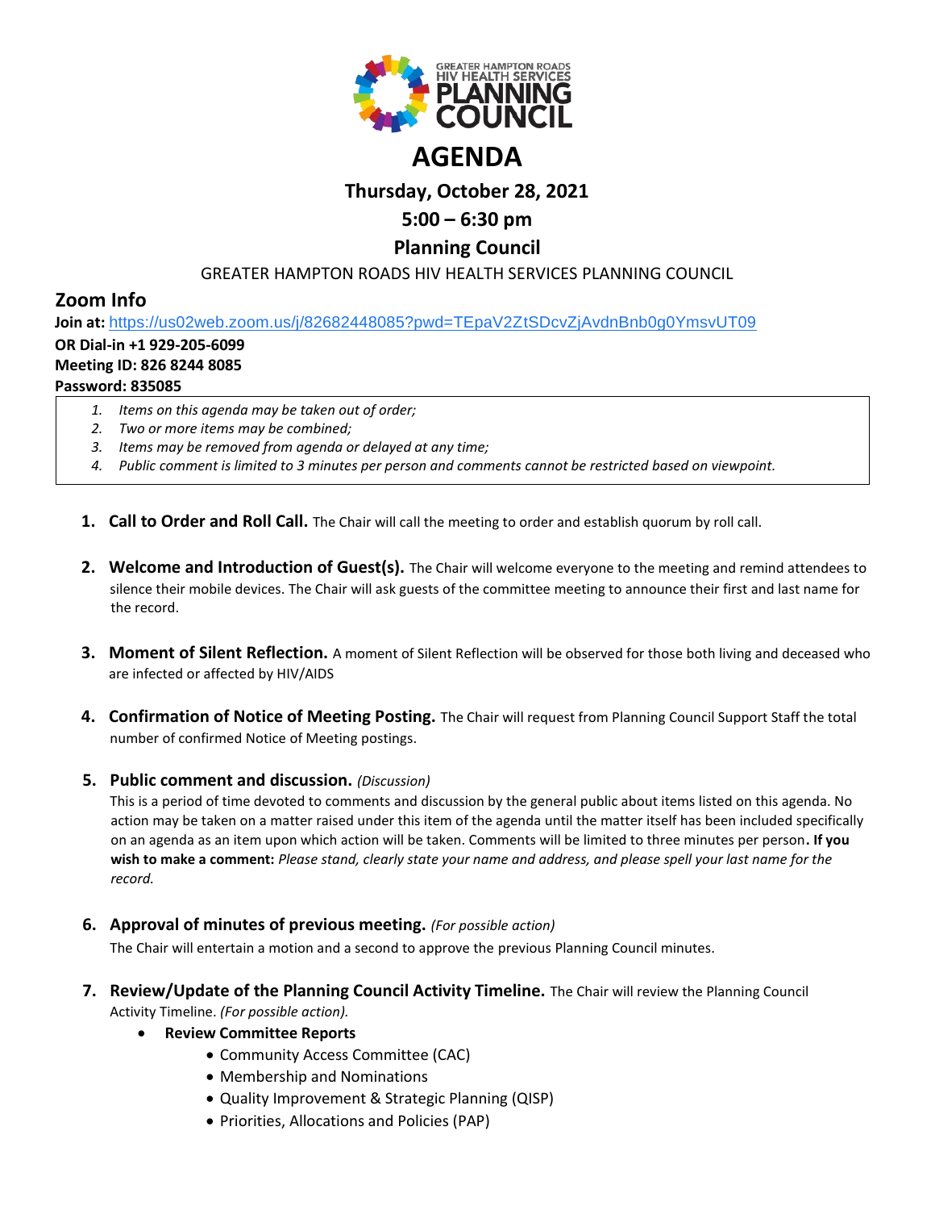# AGENDA

## Thursday, October 28, 2021

## 5:00 – 6:30 pm

## Planning Council

GREATER HAMPTON ROADS HIV HEALTH SERVICES PLANNING COUNCIL

## Zoom Info

**Join at:** https://us02web.zoom.us/j/82682448085?pwd=TEpaV2ZtSDcvZjAvdnBnb0g0YmsvUT09

**OR Dial-in +1 929-205-6099**

**Meeting ID: 826 8244 8085**

**Password: 835085**

1. *Items on this agenda may be taken out of order;*
2. *Two or more items may be combined;*
3. *Items may be removed from agenda or delayed at any time;*
4. *Public comment is limited to 3 minutes per person and comments cannot be restricted based on viewpoint.*

1. **Call to Order and Roll Call.** The Chair will call the meeting to order and establish quorum by roll call.

2. **Welcome and Introduction of Guest(s).** The Chair will welcome everyone to the meeting and remind attendees to silence their mobile devices. The Chair will ask guests of the committee meeting to announce their first and last name for the record.

3. **Moment of Silent Reflection.** A moment of Silent Reflection will be observed for those both living and deceased who are infected or affected by HIV/AIDS

4. **Confirmation of Notice of Meeting Posting.** The Chair will request from Planning Council Support Staff the total number of confirmed Notice of Meeting postings.

5. **Public comment and discussion.** *(Discussion)*
   This is a period of time devoted to comments and discussion by the general public about items listed on this agenda. No action may be taken on a matter raised under this item of the agenda until the matter itself has been included specifically on an agenda as an item upon which action will be taken. Comments will be limited to three minutes per person**. If you wish to make a comment:** *Please stand, clearly state your name and address, and please spell your last name for the record.*

6. **Approval of minutes of previous meeting.** *(For possible action)*
   The Chair will entertain a motion and a second to approve the previous Planning Council minutes.

7. **Review/Update of the Planning Council Activity Timeline.** The Chair will review the Planning Council Activity Timeline. *(For possible action).*
   - **Review Committee Reports**
     - Community Access Committee (CAC)
     - Membership and Nominations
     - Quality Improvement & Strategic Planning (QISP)
     - Priorities, Allocations and Policies (PAP)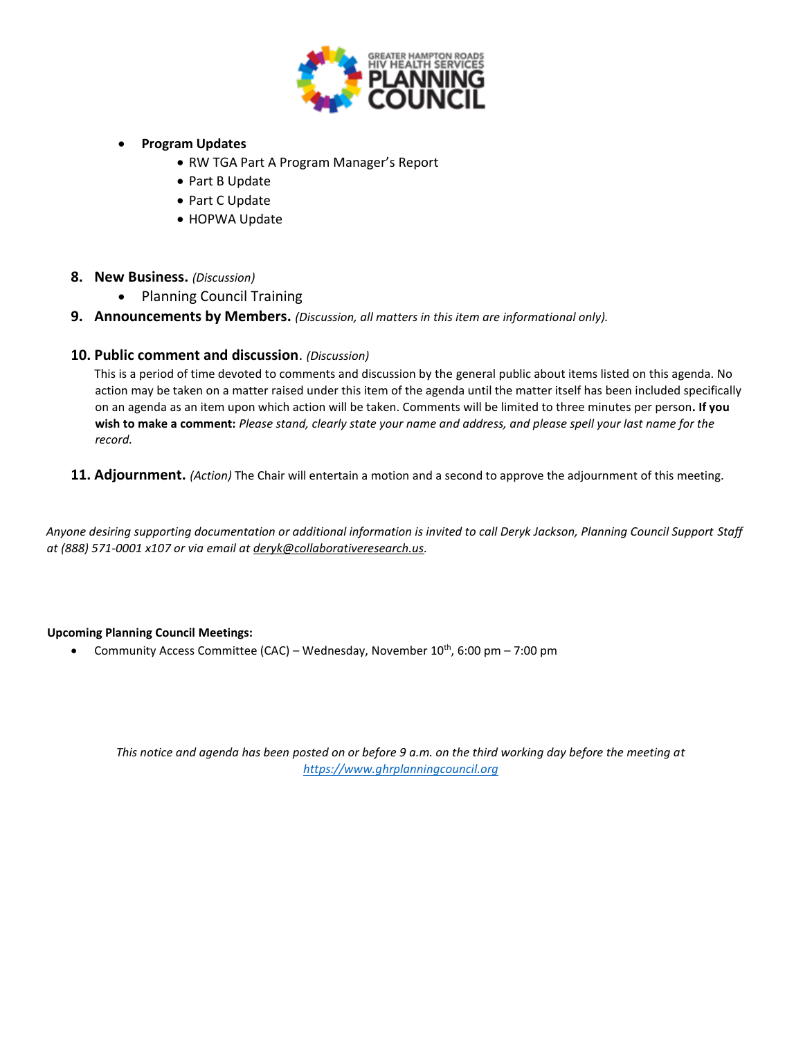- **Program Updates**
  - RW TGA Part A Program Manager's Report
  - Part B Update
  - Part C Update
  - HOPWA Update

8. **New Business.** *(Discussion)*
   - Planning Council Training
9. **Announcements by Members.** *(Discussion, all matters in this item are informational only).*

10. **Public comment and discussion**. *(Discussion)*
    This is a period of time devoted to comments and discussion by the general public about items listed on this agenda. No action may be taken on a matter raised under this item of the agenda until the matter itself has been included specifically on an agenda as an item upon which action will be taken. Comments will be limited to three minutes per person**. If you wish to make a comment:** *Please stand, clearly state your name and address, and please spell your last name for the record.*

11. **Adjournment.** *(Action)* The Chair will entertain a motion and a second to approve the adjournment of this meeting.

*Anyone desiring supporting documentation or additional information is invited to call Deryk Jackson, Planning Council Support Staff at (888) 571-0001 x107 or via email at deryk@collaborativeresearch.us.*

**Upcoming Planning Council Meetings:**

- Community Access Committee (CAC) – Wednesday, November 10th, 6:00 pm – 7:00 pm

*This notice and agenda has been posted on or before 9 a.m. on the third working day before the meeting at https://www.ghrplanningcouncil.org*